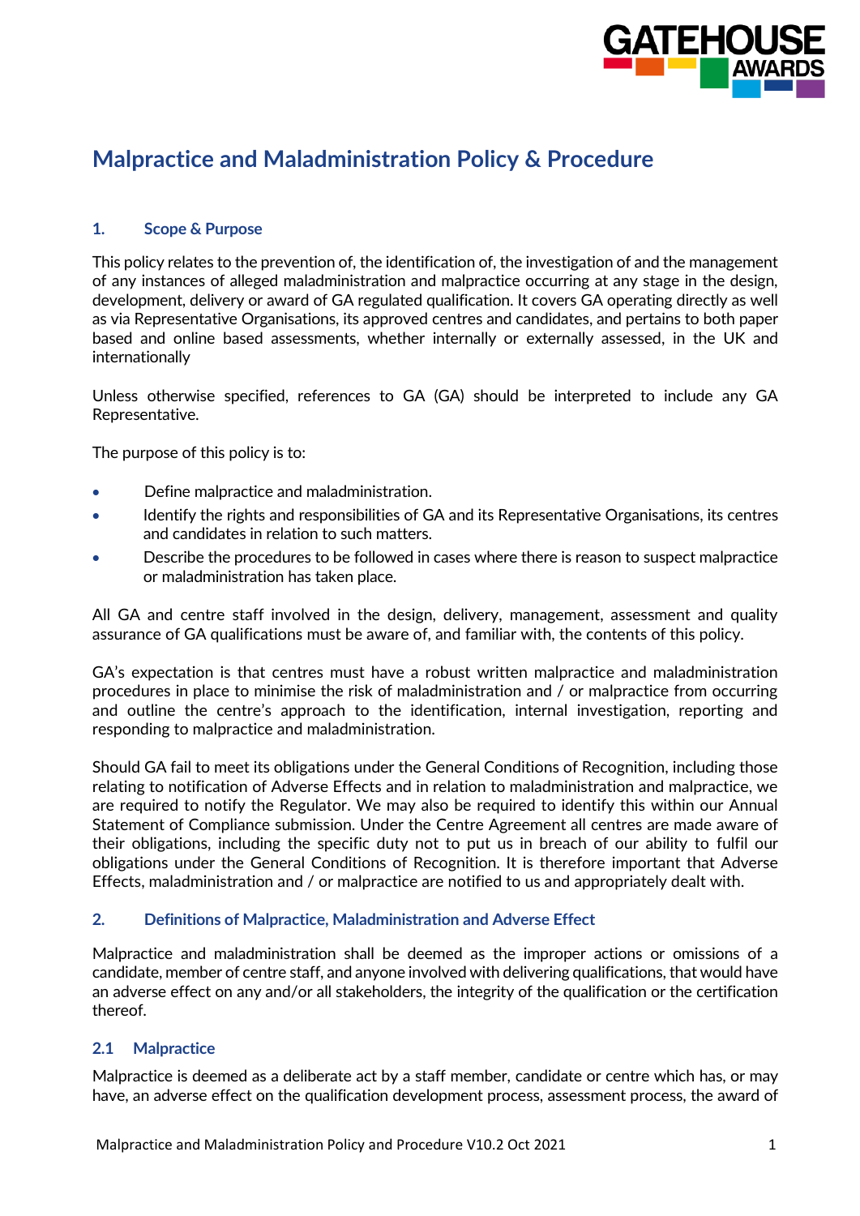# Malpractice and Maladministration Policy & Procedure

## 1. Scope & Purpose

This policy relates to the prevention of, the identification of, the investigation of and the management of any instances of alleged maladministration and malpractice occurring at any stage in the design, development, delivery or award of GA regulated qualification. It covers GA operating directly as well as via Representative Organisations, its approved centres and candidates, and pertains to both paper based and online based assessments, whether internally or externally assessed, in the UK and internationally

Unless otherwise specified, references to GA (GA) should be interpreted to include any GA Representative.

The purpose of this policy is to:

- Define malpractice and maladministration.
- Identify the rights and responsibilities of GA and its Representative Organisations, its centres and candidates in relation to such matters.
- Describe the procedures to be followed in cases where there is reason to suspect malpractice or maladministration has taken place.

All GA and centre staff involved in the design, delivery, management, assessment and quality assurance of GA qualifications must be aware of, and familiar with, the contents of this policy.

GA's expectation is that centres must have a robust written malpractice and maladministration procedures in place to minimise the risk of maladministration and / or malpractice from occurring and outline the centre's approach to the identification, internal investigation, reporting and responding to malpractice and maladministration.

Should GA fail to meet its obligations under the General Conditions of Recognition, including those relating to notification of Adverse Effects and in relation to maladministration and malpractice, we are required to notify the Regulator. We may also be required to identify this within our Annual Statement of Compliance submission. Under the Centre Agreement all centres are made aware of their obligations, including the specific duty not to put us in breach of our ability to fulfil our obligations under the General Conditions of Recognition. It is therefore important that Adverse Effects, maladministration and / or malpractice are notified to us and appropriately dealt with.

## 2. Definitions of Malpractice, Maladministration and Adverse Effect

Malpractice and maladministration shall be deemed as the improper actions or omissions of a candidate, member of centre staff, and anyone involved with delivering qualifications, that would have an adverse effect on any and/or all stakeholders, the integrity of the qualification or the certification thereof.

### 2.1 Malpractice

Malpractice is deemed as a deliberate act by a staff member, candidate or centre which has, or may have, an adverse effect on the qualification development process, assessment process, the award of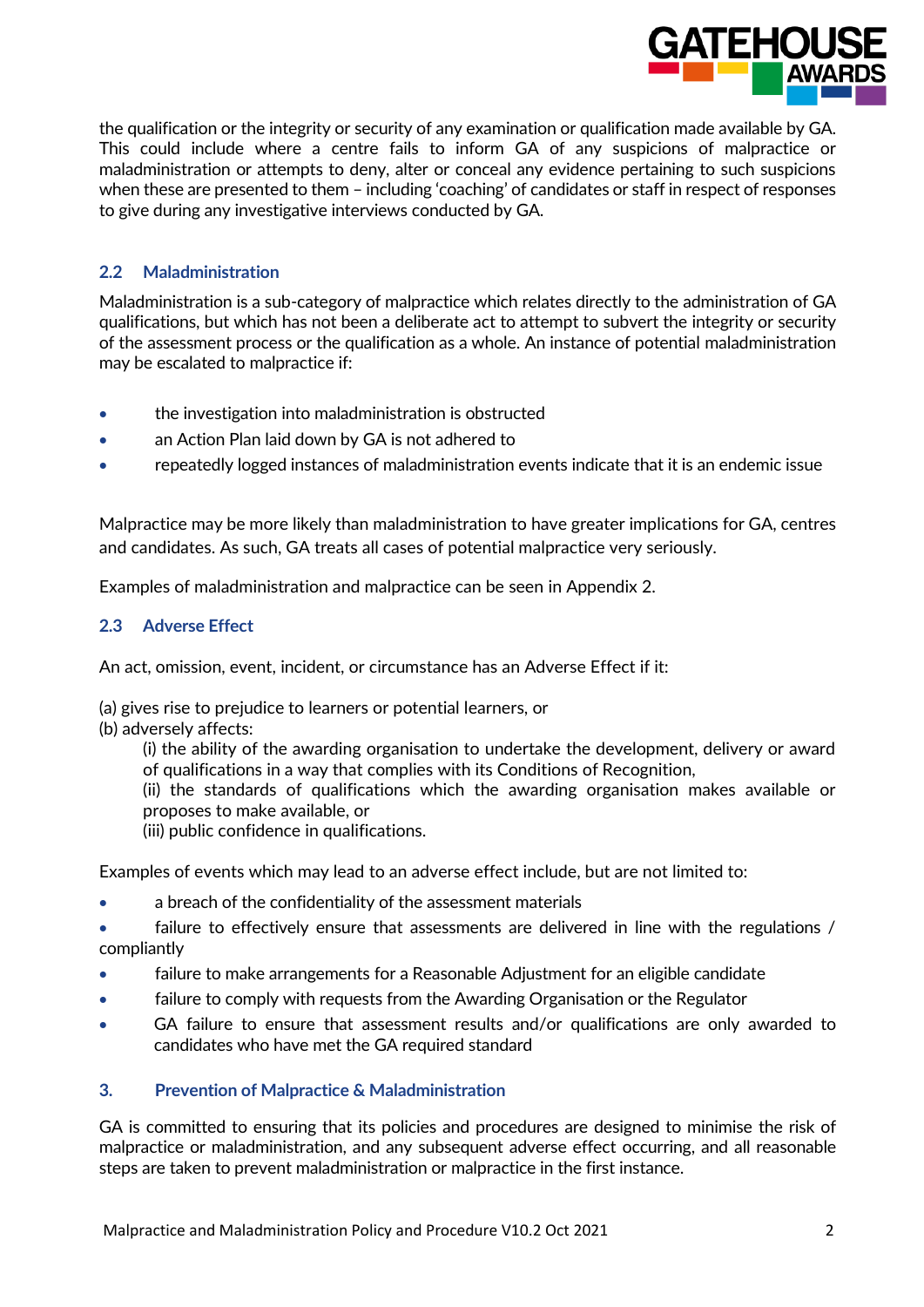the qualification or the integrity or security of any examination or qualification made available by GA. This could include where a centre fails to inform GA of any suspicions of malpractice or maladministration or attempts to deny, alter or conceal any evidence pertaining to such suspicions when these are presented to them – including 'coaching' of candidates or staff in respect of responses to give during any investigative interviews conducted by GA.

### 2.2 Maladministration

Maladministration is a sub-category of malpractice which relates directly to the administration of GA qualifications, but which has not been a deliberate act to attempt to subvert the integrity or security of the assessment process or the qualification as a whole. An instance of potential maladministration may be escalated to malpractice if:

- the investigation into maladministration is obstructed
- an Action Plan laid down by GA is not adhered to
- repeatedly logged instances of maladministration events indicate that it is an endemic issue

Malpractice may be more likely than maladministration to have greater implications for GA, centres and candidates. As such, GA treats all cases of potential malpractice very seriously.

Examples of maladministration and malpractice can be seen in Appendix 2.

### 2.3 Adverse Effect

An act, omission, event, incident, or circumstance has an Adverse Effect if it:

(a) gives rise to prejudice to learners or potential learners, or
(b) adversely affects:
  (i) the ability of the awarding organisation to undertake the development, delivery or award of qualifications in a way that complies with its Conditions of Recognition,
  (ii) the standards of qualifications which the awarding organisation makes available or proposes to make available, or
  (iii) public confidence in qualifications.

Examples of events which may lead to an adverse effect include, but are not limited to:

- a breach of the confidentiality of the assessment materials
- failure to effectively ensure that assessments are delivered in line with the regulations / compliantly
- failure to make arrangements for a Reasonable Adjustment for an eligible candidate
- failure to comply with requests from the Awarding Organisation or the Regulator
- GA failure to ensure that assessment results and/or qualifications are only awarded to candidates who have met the GA required standard

## 3. Prevention of Malpractice & Maladministration

GA is committed to ensuring that its policies and procedures are designed to minimise the risk of malpractice or maladministration, and any subsequent adverse effect occurring, and all reasonable steps are taken to prevent maladministration or malpractice in the first instance.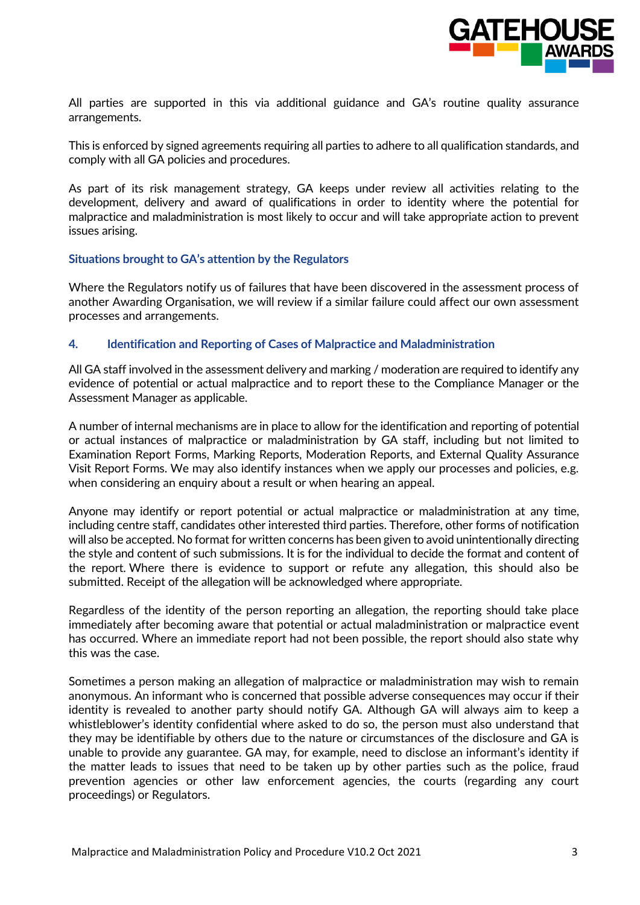All parties are supported in this via additional guidance and GA's routine quality assurance arrangements.

This is enforced by signed agreements requiring all parties to adhere to all qualification standards, and comply with all GA policies and procedures.

As part of its risk management strategy, GA keeps under review all activities relating to the development, delivery and award of qualifications in order to identity where the potential for malpractice and maladministration is most likely to occur and will take appropriate action to prevent issues arising.

### Situations brought to GA's attention by the Regulators

Where the Regulators notify us of failures that have been discovered in the assessment process of another Awarding Organisation, we will review if a similar failure could affect our own assessment processes and arrangements.

## 4. Identification and Reporting of Cases of Malpractice and Maladministration

All GA staff involved in the assessment delivery and marking / moderation are required to identify any evidence of potential or actual malpractice and to report these to the Compliance Manager or the Assessment Manager as applicable.

A number of internal mechanisms are in place to allow for the identification and reporting of potential or actual instances of malpractice or maladministration by GA staff, including but not limited to Examination Report Forms, Marking Reports, Moderation Reports, and External Quality Assurance Visit Report Forms. We may also identify instances when we apply our processes and policies, e.g. when considering an enquiry about a result or when hearing an appeal.

Anyone may identify or report potential or actual malpractice or maladministration at any time, including centre staff, candidates other interested third parties. Therefore, other forms of notification will also be accepted. No format for written concerns has been given to avoid unintentionally directing the style and content of such submissions. It is for the individual to decide the format and content of the report. Where there is evidence to support or refute any allegation, this should also be submitted. Receipt of the allegation will be acknowledged where appropriate.

Regardless of the identity of the person reporting an allegation, the reporting should take place immediately after becoming aware that potential or actual maladministration or malpractice event has occurred. Where an immediate report had not been possible, the report should also state why this was the case.

Sometimes a person making an allegation of malpractice or maladministration may wish to remain anonymous. An informant who is concerned that possible adverse consequences may occur if their identity is revealed to another party should notify GA. Although GA will always aim to keep a whistleblower's identity confidential where asked to do so, the person must also understand that they may be identifiable by others due to the nature or circumstances of the disclosure and GA is unable to provide any guarantee. GA may, for example, need to disclose an informant's identity if the matter leads to issues that need to be taken up by other parties such as the police, fraud prevention agencies or other law enforcement agencies, the courts (regarding any court proceedings) or Regulators.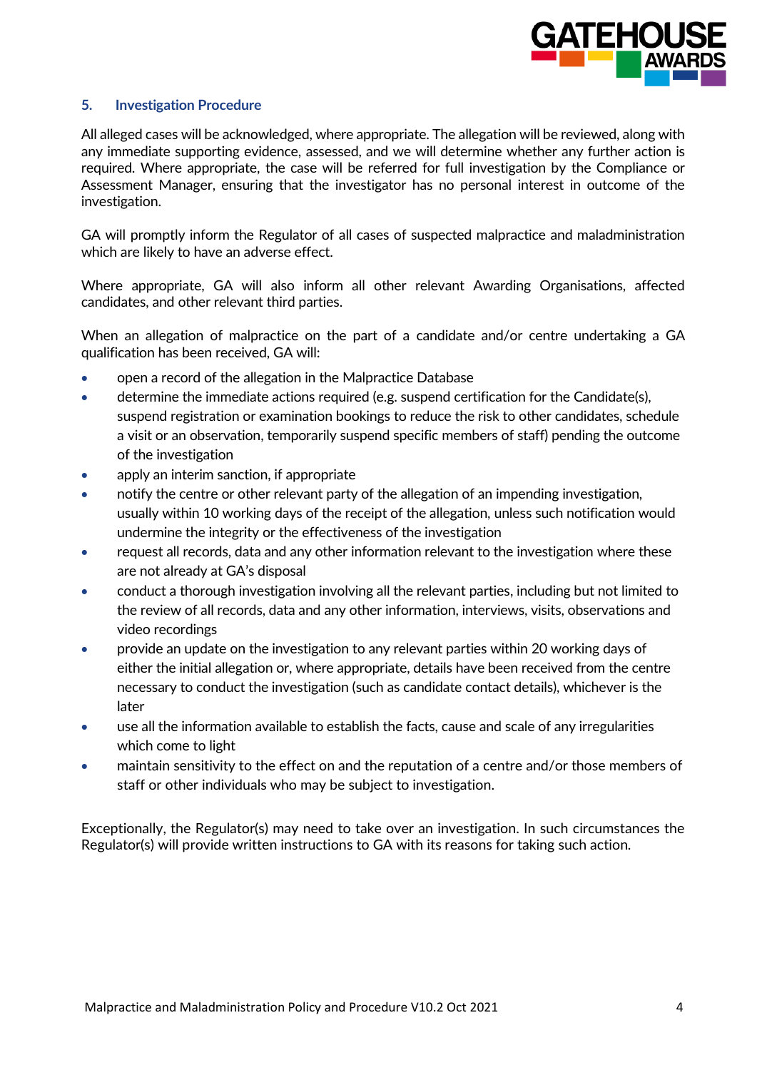## 5. Investigation Procedure

All alleged cases will be acknowledged, where appropriate. The allegation will be reviewed, along with any immediate supporting evidence, assessed, and we will determine whether any further action is required. Where appropriate, the case will be referred for full investigation by the Compliance or Assessment Manager, ensuring that the investigator has no personal interest in outcome of the investigation.

GA will promptly inform the Regulator of all cases of suspected malpractice and maladministration which are likely to have an adverse effect.

Where appropriate, GA will also inform all other relevant Awarding Organisations, affected candidates, and other relevant third parties.

When an allegation of malpractice on the part of a candidate and/or centre undertaking a GA qualification has been received, GA will:

- open a record of the allegation in the Malpractice Database
- determine the immediate actions required (e.g. suspend certification for the Candidate(s), suspend registration or examination bookings to reduce the risk to other candidates, schedule a visit or an observation, temporarily suspend specific members of staff) pending the outcome of the investigation
- apply an interim sanction, if appropriate
- notify the centre or other relevant party of the allegation of an impending investigation, usually within 10 working days of the receipt of the allegation, unless such notification would undermine the integrity or the effectiveness of the investigation
- request all records, data and any other information relevant to the investigation where these are not already at GA's disposal
- conduct a thorough investigation involving all the relevant parties, including but not limited to the review of all records, data and any other information, interviews, visits, observations and video recordings
- provide an update on the investigation to any relevant parties within 20 working days of either the initial allegation or, where appropriate, details have been received from the centre necessary to conduct the investigation (such as candidate contact details), whichever is the later
- use all the information available to establish the facts, cause and scale of any irregularities which come to light
- maintain sensitivity to the effect on and the reputation of a centre and/or those members of staff or other individuals who may be subject to investigation.

Exceptionally, the Regulator(s) may need to take over an investigation. In such circumstances the Regulator(s) will provide written instructions to GA with its reasons for taking such action.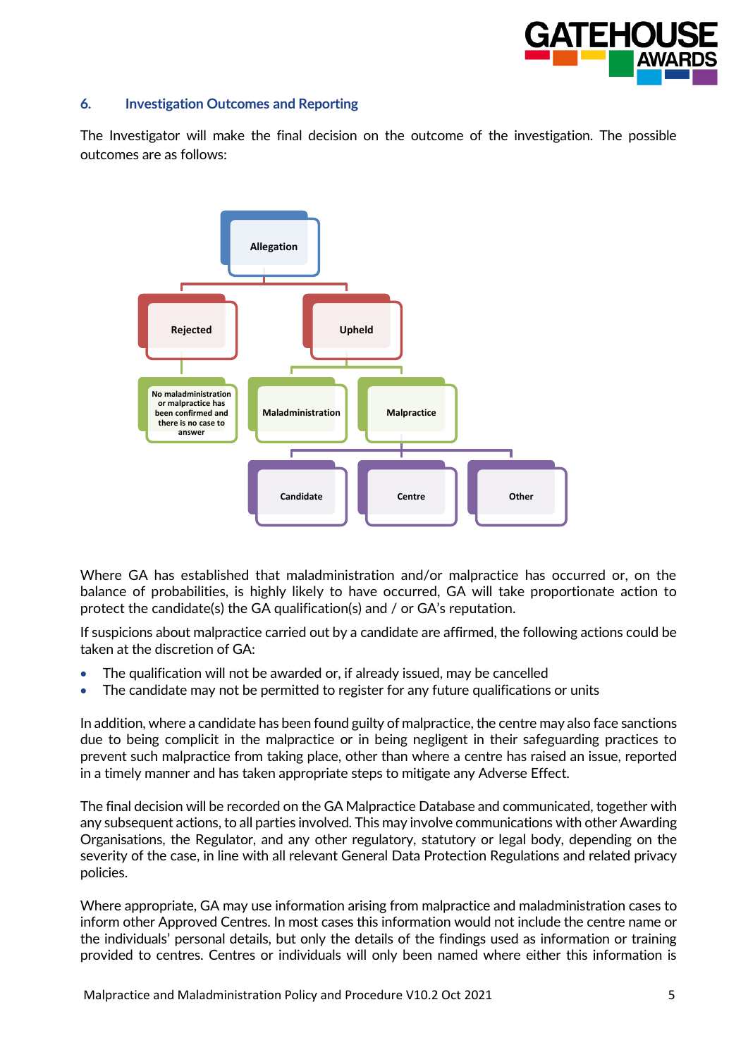## 6. Investigation Outcomes and Reporting

The Investigator will make the final decision on the outcome of the investigation. The possible outcomes are as follows:

- Allegation
  - Rejected
    - No maladministration or malpractice has been confirmed and there is no case to answer
  - Upheld
    - Maladministration
    - Malpractice
      - Candidate
      - Centre
      - Other

Where GA has established that maladministration and/or malpractice has occurred or, on the balance of probabilities, is highly likely to have occurred, GA will take proportionate action to protect the candidate(s) the GA qualification(s) and / or GA's reputation.

If suspicions about malpractice carried out by a candidate are affirmed, the following actions could be taken at the discretion of GA:

- The qualification will not be awarded or, if already issued, may be cancelled
- The candidate may not be permitted to register for any future qualifications or units

In addition, where a candidate has been found guilty of malpractice, the centre may also face sanctions due to being complicit in the malpractice or in being negligent in their safeguarding practices to prevent such malpractice from taking place, other than where a centre has raised an issue, reported in a timely manner and has taken appropriate steps to mitigate any Adverse Effect.

The final decision will be recorded on the GA Malpractice Database and communicated, together with any subsequent actions, to all parties involved. This may involve communications with other Awarding Organisations, the Regulator, and any other regulatory, statutory or legal body, depending on the severity of the case, in line with all relevant General Data Protection Regulations and related privacy policies.

Where appropriate, GA may use information arising from malpractice and maladministration cases to inform other Approved Centres. In most cases this information would not include the centre name or the individuals' personal details, but only the details of the findings used as information or training provided to centres. Centres or individuals will only been named where either this information is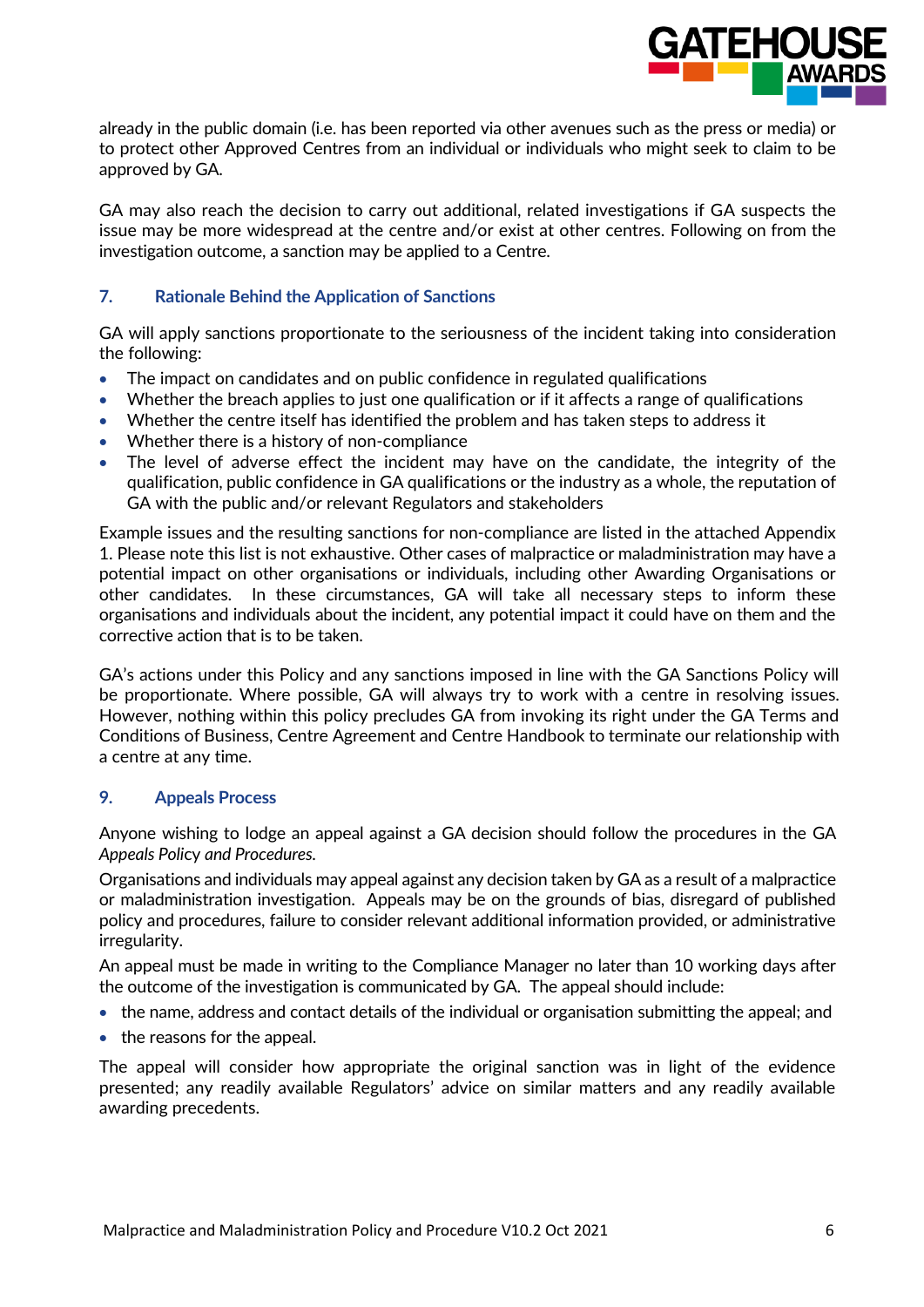already in the public domain (i.e. has been reported via other avenues such as the press or media) or to protect other Approved Centres from an individual or individuals who might seek to claim to be approved by GA.

GA may also reach the decision to carry out additional, related investigations if GA suspects the issue may be more widespread at the centre and/or exist at other centres. Following on from the investigation outcome, a sanction may be applied to a Centre.

## 7. Rationale Behind the Application of Sanctions

GA will apply sanctions proportionate to the seriousness of the incident taking into consideration the following:

- The impact on candidates and on public confidence in regulated qualifications
- Whether the breach applies to just one qualification or if it affects a range of qualifications
- Whether the centre itself has identified the problem and has taken steps to address it
- Whether there is a history of non-compliance
- The level of adverse effect the incident may have on the candidate, the integrity of the qualification, public confidence in GA qualifications or the industry as a whole, the reputation of GA with the public and/or relevant Regulators and stakeholders

Example issues and the resulting sanctions for non-compliance are listed in the attached Appendix 1. Please note this list is not exhaustive. Other cases of malpractice or maladministration may have a potential impact on other organisations or individuals, including other Awarding Organisations or other candidates. In these circumstances, GA will take all necessary steps to inform these organisations and individuals about the incident, any potential impact it could have on them and the corrective action that is to be taken.

GA's actions under this Policy and any sanctions imposed in line with the GA Sanctions Policy will be proportionate. Where possible, GA will always try to work with a centre in resolving issues. However, nothing within this policy precludes GA from invoking its right under the GA Terms and Conditions of Business, Centre Agreement and Centre Handbook to terminate our relationship with a centre at any time.

## 9. Appeals Process

Anyone wishing to lodge an appeal against a GA decision should follow the procedures in the GA *Appeals Policy and Procedures.*

Organisations and individuals may appeal against any decision taken by GA as a result of a malpractice or maladministration investigation. Appeals may be on the grounds of bias, disregard of published policy and procedures, failure to consider relevant additional information provided, or administrative irregularity.

An appeal must be made in writing to the Compliance Manager no later than 10 working days after the outcome of the investigation is communicated by GA. The appeal should include:

- the name, address and contact details of the individual or organisation submitting the appeal; and
- the reasons for the appeal.

The appeal will consider how appropriate the original sanction was in light of the evidence presented; any readily available Regulators' advice on similar matters and any readily available awarding precedents.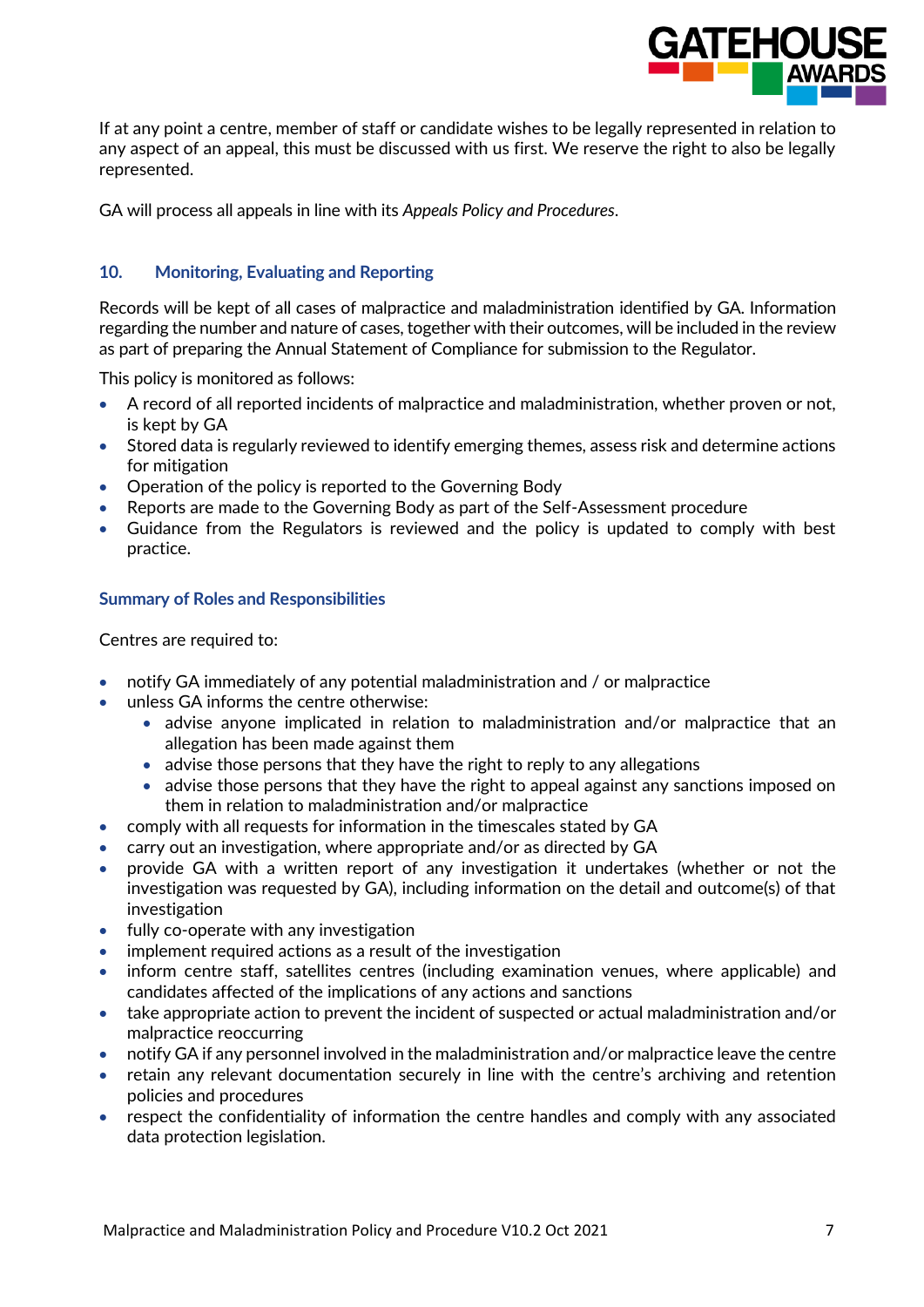If at any point a centre, member of staff or candidate wishes to be legally represented in relation to any aspect of an appeal, this must be discussed with us first. We reserve the right to also be legally represented.

GA will process all appeals in line with its *Appeals Policy and Procedures*.

## 10. Monitoring, Evaluating and Reporting

Records will be kept of all cases of malpractice and maladministration identified by GA. Information regarding the number and nature of cases, together with their outcomes, will be included in the review as part of preparing the Annual Statement of Compliance for submission to the Regulator.

This policy is monitored as follows:

- A record of all reported incidents of malpractice and maladministration, whether proven or not, is kept by GA
- Stored data is regularly reviewed to identify emerging themes, assess risk and determine actions for mitigation
- Operation of the policy is reported to the Governing Body
- Reports are made to the Governing Body as part of the Self-Assessment procedure
- Guidance from the Regulators is reviewed and the policy is updated to comply with best practice.

### Summary of Roles and Responsibilities

Centres are required to:

- notify GA immediately of any potential maladministration and / or malpractice
- unless GA informs the centre otherwise:
    - advise anyone implicated in relation to maladministration and/or malpractice that an allegation has been made against them
    - advise those persons that they have the right to reply to any allegations
    - advise those persons that they have the right to appeal against any sanctions imposed on them in relation to maladministration and/or malpractice
- comply with all requests for information in the timescales stated by GA
- carry out an investigation, where appropriate and/or as directed by GA
- provide GA with a written report of any investigation it undertakes (whether or not the investigation was requested by GA), including information on the detail and outcome(s) of that investigation
- fully co-operate with any investigation
- implement required actions as a result of the investigation
- inform centre staff, satellites centres (including examination venues, where applicable) and candidates affected of the implications of any actions and sanctions
- take appropriate action to prevent the incident of suspected or actual maladministration and/or malpractice reoccurring
- notify GA if any personnel involved in the maladministration and/or malpractice leave the centre
- retain any relevant documentation securely in line with the centre's archiving and retention policies and procedures
- respect the confidentiality of information the centre handles and comply with any associated data protection legislation.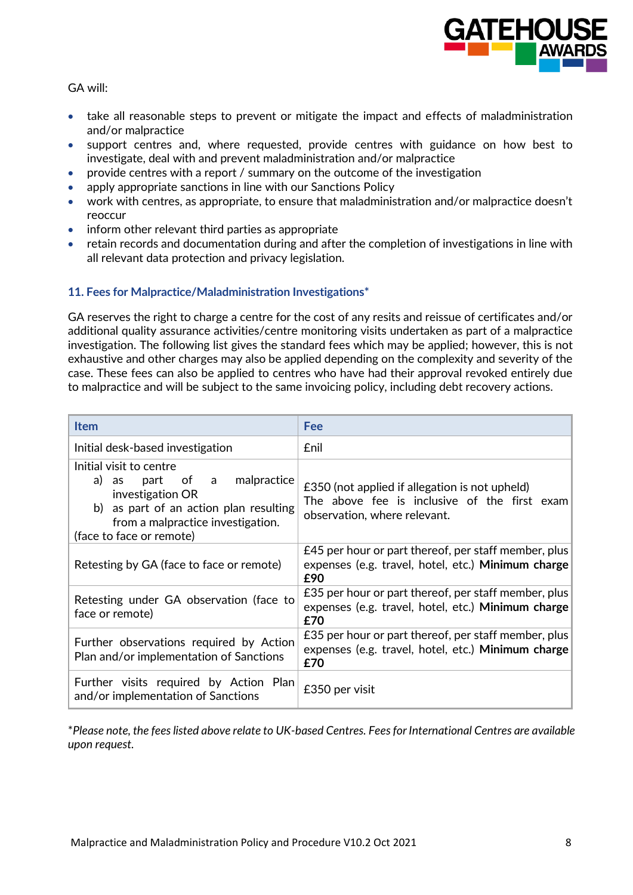GA will:

- take all reasonable steps to prevent or mitigate the impact and effects of maladministration and/or malpractice
- support centres and, where requested, provide centres with guidance on how best to investigate, deal with and prevent maladministration and/or malpractice
- provide centres with a report / summary on the outcome of the investigation
- apply appropriate sanctions in line with our Sanctions Policy
- work with centres, as appropriate, to ensure that maladministration and/or malpractice doesn't reoccur
- inform other relevant third parties as appropriate
- retain records and documentation during and after the completion of investigations in line with all relevant data protection and privacy legislation.

## 11. Fees for Malpractice/Maladministration Investigations*

GA reserves the right to charge a centre for the cost of any resits and reissue of certificates and/or additional quality assurance activities/centre monitoring visits undertaken as part of a malpractice investigation. The following list gives the standard fees which may be applied; however, this is not exhaustive and other charges may also be applied depending on the complexity and severity of the case. These fees can also be applied to centres who have had their approval revoked entirely due to malpractice and will be subject to the same invoicing policy, including debt recovery actions.

| Item | Fee |
|---|---|
| Initial desk-based investigation | £nil |
| Initial visit to centre<br>a) as part of a malpractice investigation OR<br>b) as part of an action plan resulting from a malpractice investigation.<br>(face to face or remote) | £350 (not applied if allegation is not upheld)<br>The above fee is inclusive of the first exam observation, where relevant. |
| Retesting by GA (face to face or remote) | £45 per hour or part thereof, per staff member, plus expenses (e.g. travel, hotel, etc.) **Minimum charge £90** |
| Retesting under GA observation (face to face or remote) | £35 per hour or part thereof, per staff member, plus expenses (e.g. travel, hotel, etc.) **Minimum charge £70** |
| Further observations required by Action Plan and/or implementation of Sanctions | £35 per hour or part thereof, per staff member, plus expenses (e.g. travel, hotel, etc.) **Minimum charge £70** |
| Further visits required by Action Plan and/or implementation of Sanctions | £350 per visit |

*\*Please note, the fees listed above relate to UK-based Centres. Fees for International Centres are available upon request.*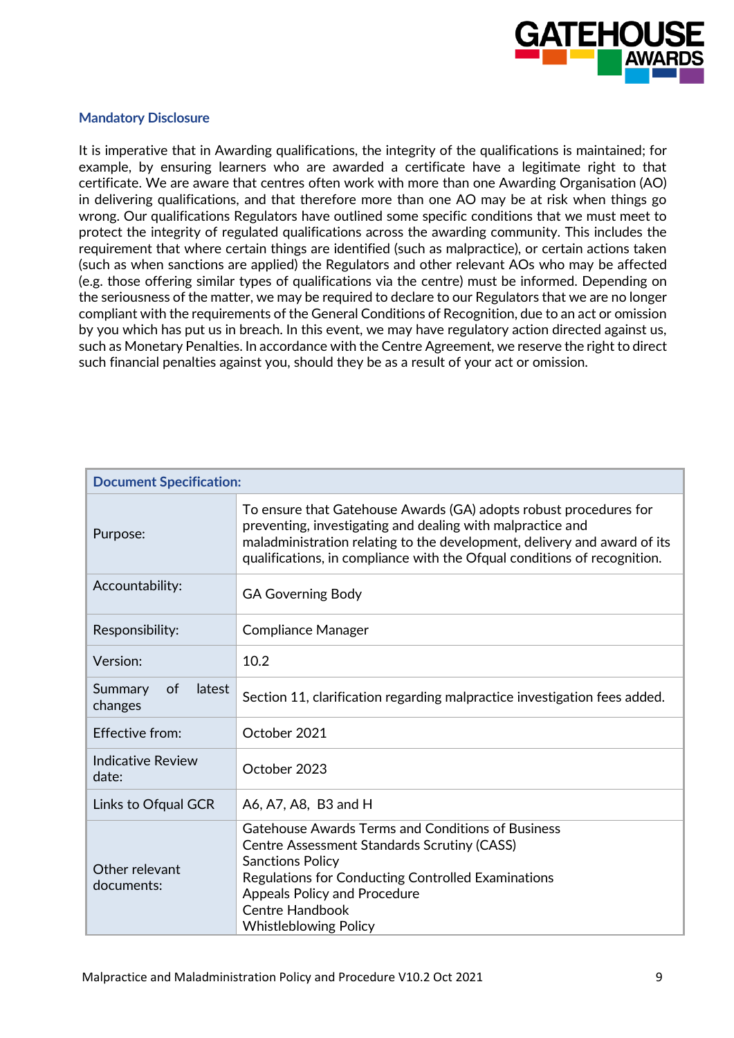### Mandatory Disclosure

It is imperative that in Awarding qualifications, the integrity of the qualifications is maintained; for example, by ensuring learners who are awarded a certificate have a legitimate right to that certificate. We are aware that centres often work with more than one Awarding Organisation (AO) in delivering qualifications, and that therefore more than one AO may be at risk when things go wrong. Our qualifications Regulators have outlined some specific conditions that we must meet to protect the integrity of regulated qualifications across the awarding community. This includes the requirement that where certain things are identified (such as malpractice), or certain actions taken (such as when sanctions are applied) the Regulators and other relevant AOs who may be affected (e.g. those offering similar types of qualifications via the centre) must be informed. Depending on the seriousness of the matter, we may be required to declare to our Regulators that we are no longer compliant with the requirements of the General Conditions of Recognition, due to an act or omission by you which has put us in breach. In this event, we may have regulatory action directed against us, such as Monetary Penalties. In accordance with the Centre Agreement, we reserve the right to direct such financial penalties against you, should they be as a result of your act or omission.

| **Document Specification:** | |
|---|---|
| Purpose: | To ensure that Gatehouse Awards (GA) adopts robust procedures for preventing, investigating and dealing with malpractice and maladministration relating to the development, delivery and award of its qualifications, in compliance with the Ofqual conditions of recognition. |
| Accountability: | GA Governing Body |
| Responsibility: | Compliance Manager |
| Version: | 10.2 |
| Summary of latest changes | Section 11, clarification regarding malpractice investigation fees added. |
| Effective from: | October 2021 |
| Indicative Review date: | October 2023 |
| Links to Ofqual GCR | A6, A7, A8, B3 and H |
| Other relevant documents: | Gatehouse Awards Terms and Conditions of Business<br>Centre Assessment Standards Scrutiny (CASS)<br>Sanctions Policy<br>Regulations for Conducting Controlled Examinations<br>Appeals Policy and Procedure<br>Centre Handbook<br>Whistleblowing Policy |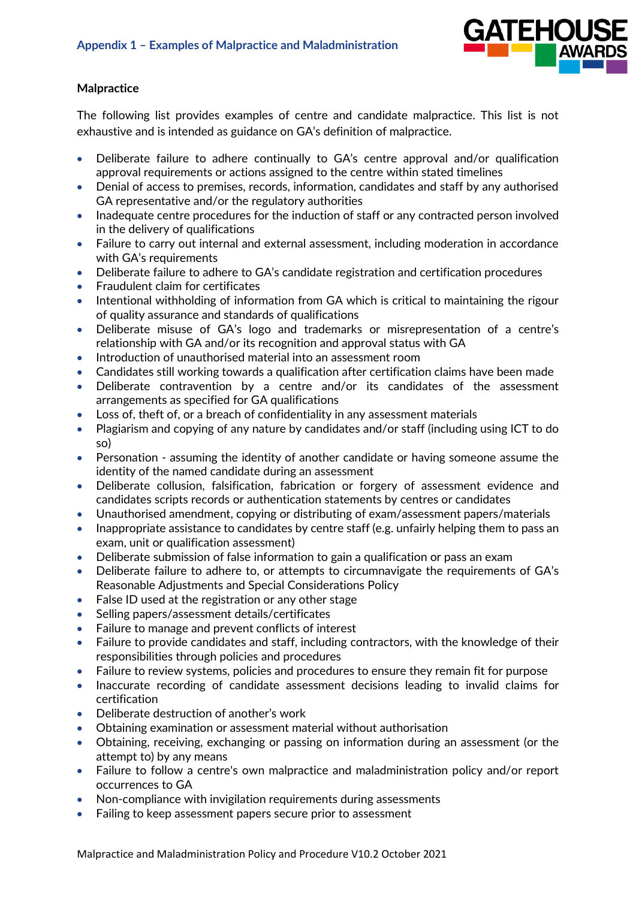## Appendix 1 – Examples of Malpractice and Maladministration

### Malpractice

The following list provides examples of centre and candidate malpractice. This list is not exhaustive and is intended as guidance on GA's definition of malpractice.

- Deliberate failure to adhere continually to GA's centre approval and/or qualification approval requirements or actions assigned to the centre within stated timelines
- Denial of access to premises, records, information, candidates and staff by any authorised GA representative and/or the regulatory authorities
- Inadequate centre procedures for the induction of staff or any contracted person involved in the delivery of qualifications
- Failure to carry out internal and external assessment, including moderation in accordance with GA's requirements
- Deliberate failure to adhere to GA's candidate registration and certification procedures
- Fraudulent claim for certificates
- Intentional withholding of information from GA which is critical to maintaining the rigour of quality assurance and standards of qualifications
- Deliberate misuse of GA's logo and trademarks or misrepresentation of a centre's relationship with GA and/or its recognition and approval status with GA
- Introduction of unauthorised material into an assessment room
- Candidates still working towards a qualification after certification claims have been made
- Deliberate contravention by a centre and/or its candidates of the assessment arrangements as specified for GA qualifications
- Loss of, theft of, or a breach of confidentiality in any assessment materials
- Plagiarism and copying of any nature by candidates and/or staff (including using ICT to do so)
- Personation - assuming the identity of another candidate or having someone assume the identity of the named candidate during an assessment
- Deliberate collusion, falsification, fabrication or forgery of assessment evidence and candidates scripts records or authentication statements by centres or candidates
- Unauthorised amendment, copying or distributing of exam/assessment papers/materials
- Inappropriate assistance to candidates by centre staff (e.g. unfairly helping them to pass an exam, unit or qualification assessment)
- Deliberate submission of false information to gain a qualification or pass an exam
- Deliberate failure to adhere to, or attempts to circumnavigate the requirements of GA's Reasonable Adjustments and Special Considerations Policy
- False ID used at the registration or any other stage
- Selling papers/assessment details/certificates
- Failure to manage and prevent conflicts of interest
- Failure to provide candidates and staff, including contractors, with the knowledge of their responsibilities through policies and procedures
- Failure to review systems, policies and procedures to ensure they remain fit for purpose
- Inaccurate recording of candidate assessment decisions leading to invalid claims for certification
- Deliberate destruction of another's work
- Obtaining examination or assessment material without authorisation
- Obtaining, receiving, exchanging or passing on information during an assessment (or the attempt to) by any means
- Failure to follow a centre's own malpractice and maladministration policy and/or report occurrences to GA
- Non-compliance with invigilation requirements during assessments
- Failing to keep assessment papers secure prior to assessment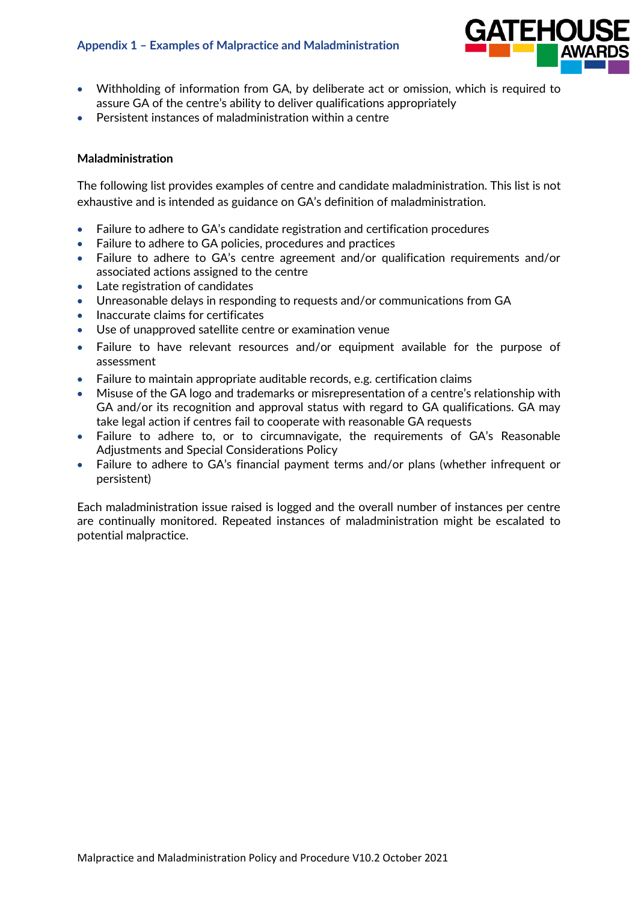- Withholding of information from GA, by deliberate act or omission, which is required to assure GA of the centre's ability to deliver qualifications appropriately
- Persistent instances of maladministration within a centre

**Maladministration**

The following list provides examples of centre and candidate maladministration. This list is not exhaustive and is intended as guidance on GA's definition of maladministration.

- Failure to adhere to GA's candidate registration and certification procedures
- Failure to adhere to GA policies, procedures and practices
- Failure to adhere to GA's centre agreement and/or qualification requirements and/or associated actions assigned to the centre
- Late registration of candidates
- Unreasonable delays in responding to requests and/or communications from GA
- Inaccurate claims for certificates
- Use of unapproved satellite centre or examination venue
- Failure to have relevant resources and/or equipment available for the purpose of assessment
- Failure to maintain appropriate auditable records, e.g. certification claims
- Misuse of the GA logo and trademarks or misrepresentation of a centre's relationship with GA and/or its recognition and approval status with regard to GA qualifications. GA may take legal action if centres fail to cooperate with reasonable GA requests
- Failure to adhere to, or to circumnavigate, the requirements of GA's Reasonable Adjustments and Special Considerations Policy
- Failure to adhere to GA's financial payment terms and/or plans (whether infrequent or persistent)

Each maladministration issue raised is logged and the overall number of instances per centre are continually monitored. Repeated instances of maladministration might be escalated to potential malpractice.